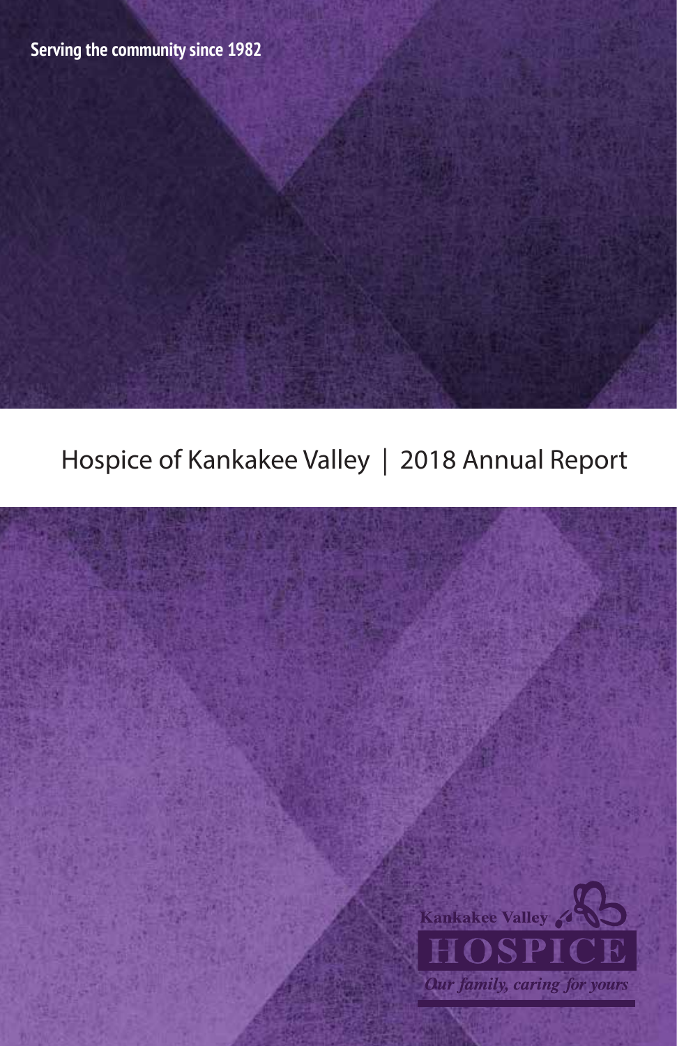Serving the community since 1982

# Hospice of Kankakee Valley | 2018 Annual Report

Kankakee Valley
HOSPICE
*Our family, caring for yours*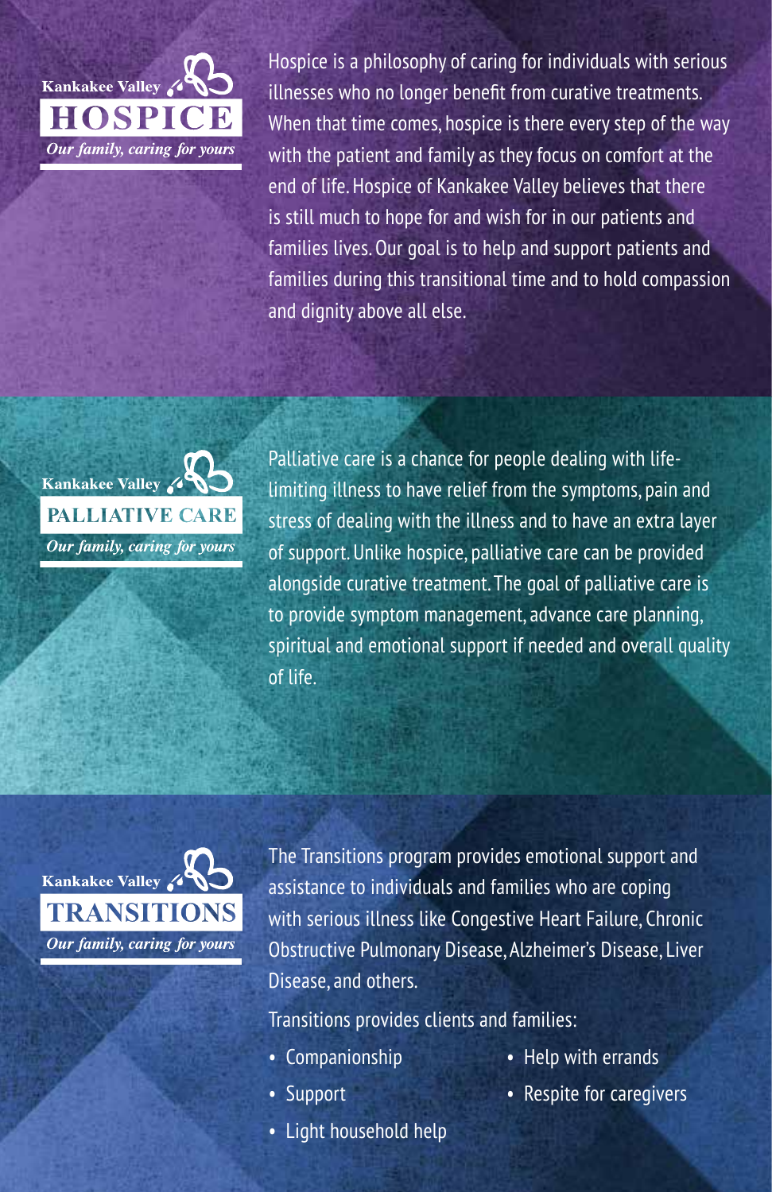Kankakee Valley

## HOSPICE

*Our family, caring for yours*

Hospice is a philosophy of caring for individuals with serious illnesses who no longer benefit from curative treatments. When that time comes, hospice is there every step of the way with the patient and family as they focus on comfort at the end of life. Hospice of Kankakee Valley believes that there is still much to hope for and wish for in our patients and families lives. Our goal is to help and support patients and families during this transitional time and to hold compassion and dignity above all else.

Kankakee Valley

## PALLIATIVE CARE

*Our family, caring for yours*

Palliative care is a chance for people dealing with life-limiting illness to have relief from the symptoms, pain and stress of dealing with the illness and to have an extra layer of support. Unlike hospice, palliative care can be provided alongside curative treatment. The goal of palliative care is to provide symptom management, advance care planning, spiritual and emotional support if needed and overall quality of life.

Kankakee Valley

## TRANSITIONS

*Our family, caring for yours*

The Transitions program provides emotional support and assistance to individuals and families who are coping with serious illness like Congestive Heart Failure, Chronic Obstructive Pulmonary Disease, Alzheimer's Disease, Liver Disease, and others.

Transitions provides clients and families:

- Companionship
- Support
- Light household help
- Help with errands
- Respite for caregivers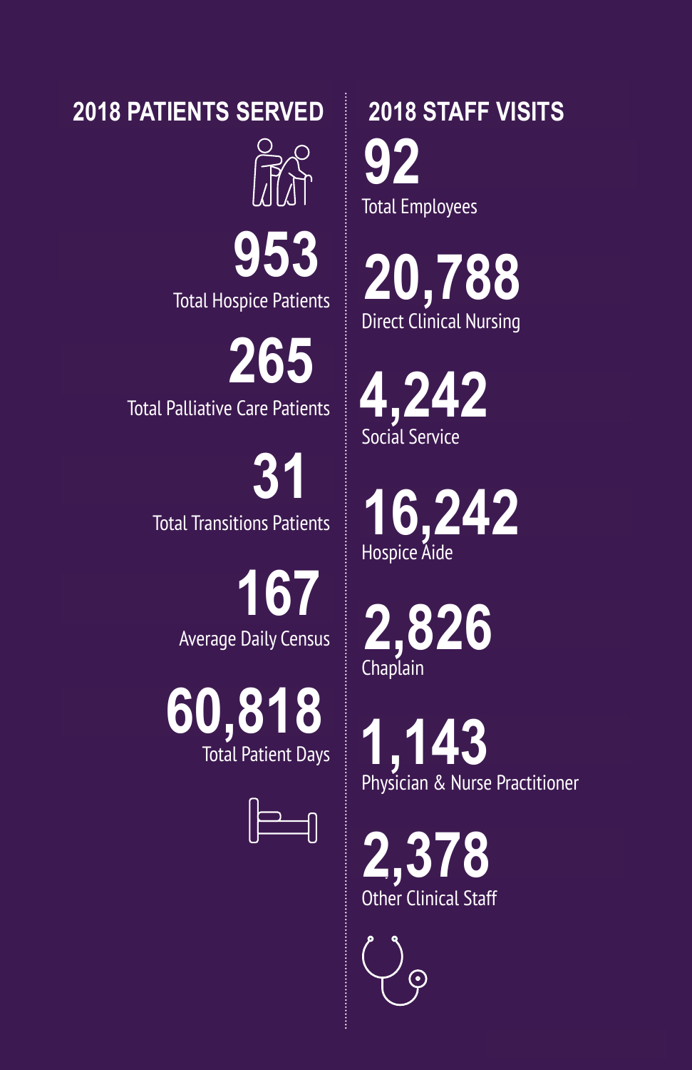## 2018 PATIENTS SERVED

**953**
Total Hospice Patients

**265**
Total Palliative Care Patients

**31**
Total Transitions Patients

**167**
Average Daily Census

**60,818**
Total Patient Days

## 2018 STAFF VISITS

**92**
Total Employees

**20,788**
Direct Clinical Nursing

**4,242**
Social Service

**16,242**
Hospice Aide

**2,826**
Chaplain

**1,143**
Physician & Nurse Practitioner

**2,378**
Other Clinical Staff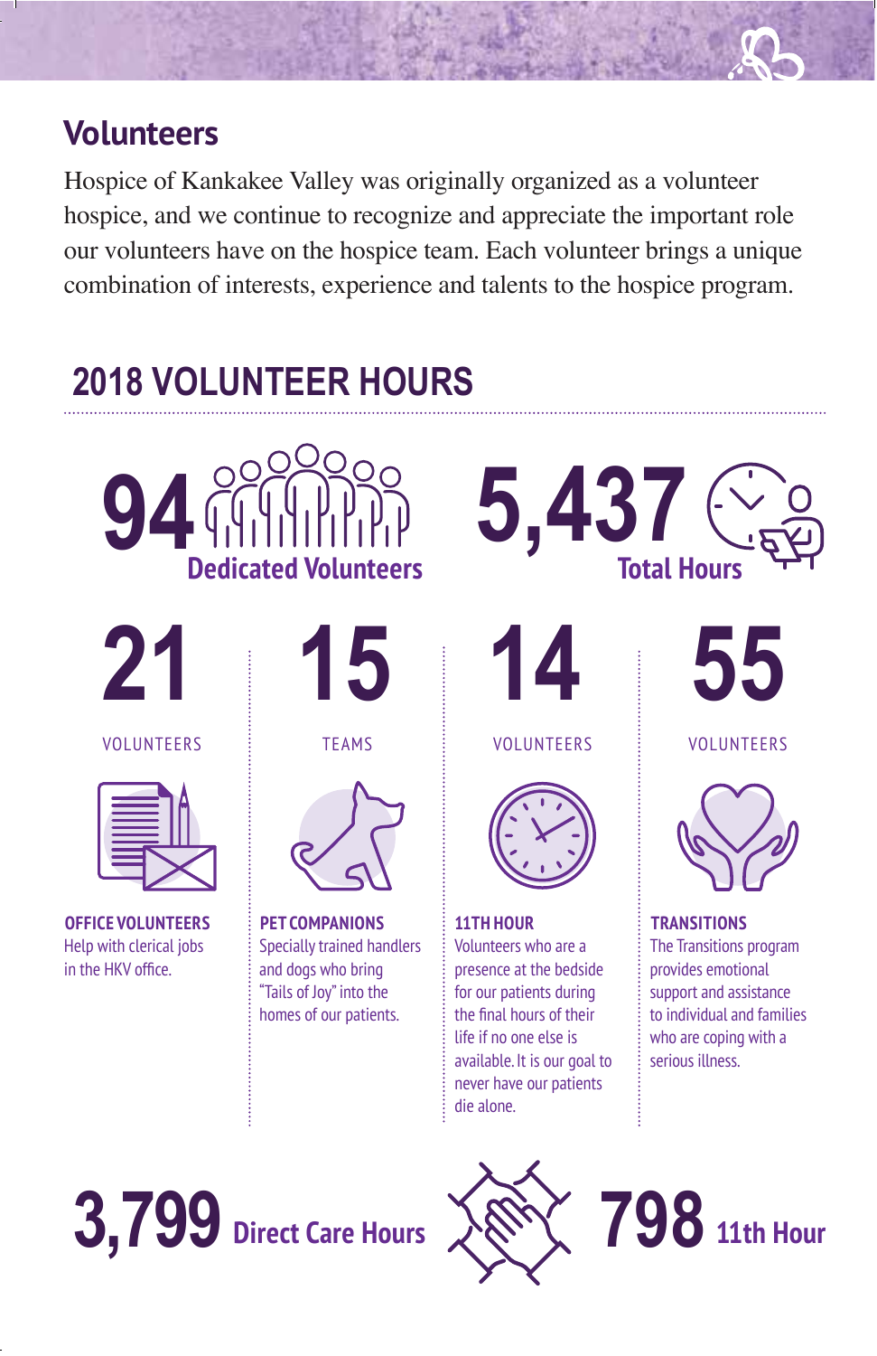## Volunteers

Hospice of Kankakee Valley was originally organized as a volunteer hospice, and we continue to recognize and appreciate the important role our volunteers have on the hospice team. Each volunteer brings a unique combination of interests, experience and talents to the hospice program.

## 2018 VOLUNTEER HOURS

**94** Dedicated Volunteers

**5,437** Total Hours

**21** VOLUNTEERS

**OFFICE VOLUNTEERS**
Help with clerical jobs in the HKV office.

**15** TEAMS

**PET COMPANIONS**
Specially trained handlers and dogs who bring "Tails of Joy" into the homes of our patients.

**14** VOLUNTEERS

**11TH HOUR**
Volunteers who are a presence at the bedside for our patients during the final hours of their life if no one else is available. It is our goal to never have our patients die alone.

**55** VOLUNTEERS

**TRANSITIONS**
The Transitions program provides emotional support and assistance to individual and families who are coping with a serious illness.

**3,799** Direct Care Hours

**798** 11th Hour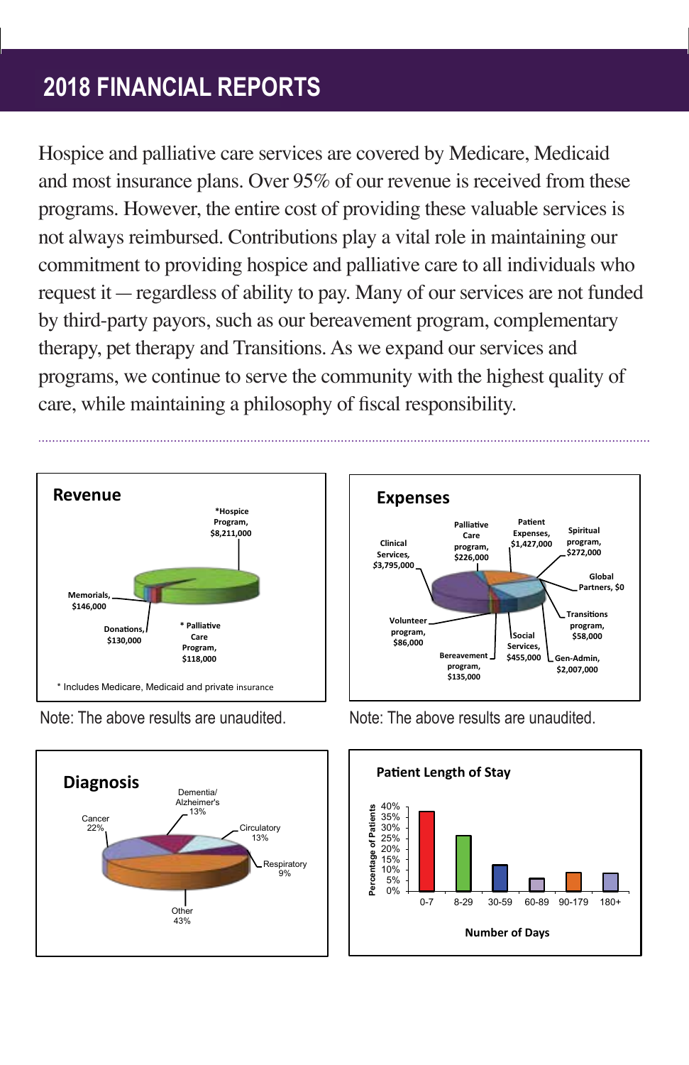## 2018 FINANCIAL REPORTS

Hospice and palliative care services are covered by Medicare, Medicaid and most insurance plans. Over 95% of our revenue is received from these programs. However, the entire cost of providing these valuable services is not always reimbursed. Contributions play a vital role in maintaining our commitment to providing hospice and palliative care to all individuals who request it — regardless of ability to pay. Many of our services are not funded by third-party payors, such as our bereavement program, complementary therapy, pet therapy and Transitions. As we expand our services and programs, we continue to serve the community with the highest quality of care, while maintaining a philosophy of fiscal responsibility.

### Revenue

*Hospice Program, $8,211,000

Memorials, $146,000

Donations, $130,000

* Palliative Care Program, $118,000

* Includes Medicare, Medicaid and private insurance

Note: The above results are unaudited.

### Expenses

Clinical Services, $3,795,000

Palliative Care program, $226,000

Patient Expenses, $1,427,000

Spiritual program, $272,000

Global Partners, $0

Transitions program, $58,000

Gen-Admin, $2,007,000

Social Services, $455,000

Bereavement program, $135,000

Volunteer program, $86,000

Note: The above results are unaudited.

### Diagnosis

Dementia/ Alzheimer's 13%

Cancer 22%

Circulatory 13%

Respiratory 9%

Other 43%

### Patient Length of Stay

Percentage of Patients (0%–40%)

Number of Days: 0-7, 8-29, 30-59, 60-89, 90-179, 180+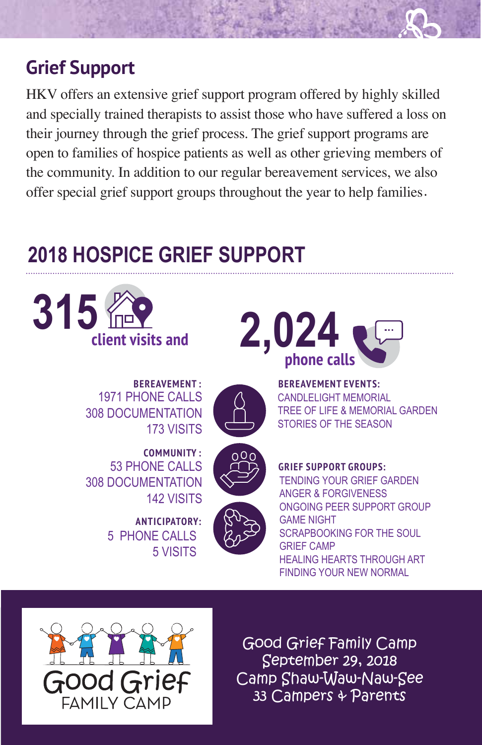## Grief Support

HKV offers an extensive grief support program offered by highly skilled and specially trained therapists to assist those who have suffered a loss on their journey through the grief process. The grief support programs are open to families of hospice patients as well as other grieving members of the community. In addition to our regular bereavement services, we also offer special grief support groups throughout the year to help families.

## 2018 HOSPICE GRIEF SUPPORT

**315** client visits and **2,024** phone calls

**BEREAVEMENT:**
1971 PHONE CALLS
308 DOCUMENTATION
173 VISITS

**COMMUNITY:**
53 PHONE CALLS
308 DOCUMENTATION
142 VISITS

**ANTICIPATORY:**
5 PHONE CALLS
5 VISITS

**BEREAVEMENT EVENTS:**
CANDLELIGHT MEMORIAL
TREE OF LIFE & MEMORIAL GARDEN
STORIES OF THE SEASON

**GRIEF SUPPORT GROUPS:**
TENDING YOUR GRIEF GARDEN
ANGER & FORGIVENESS
ONGOING PEER SUPPORT GROUP
GAME NIGHT
SCRAPBOOKING FOR THE SOUL
GRIEF CAMP
HEALING HEARTS THROUGH ART
FINDING YOUR NEW NORMAL

Good Grief FAMILY CAMP

Good Grief Family Camp
September 29, 2018
Camp Shaw-Waw-Naw-See
33 Campers & Parents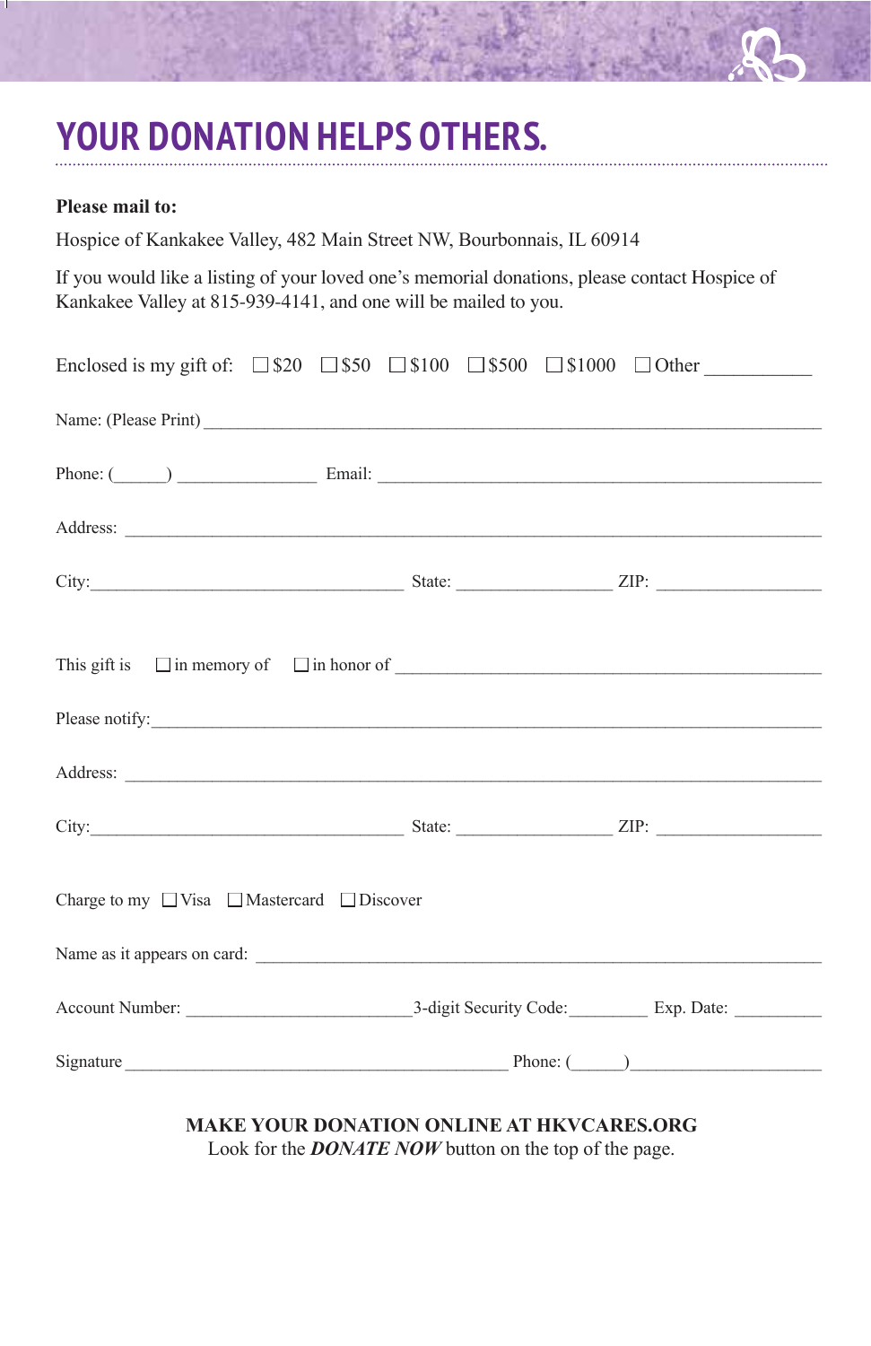# YOUR DONATION HELPS OTHERS.

**Please mail to:**

Hospice of Kankakee Valley, 482 Main Street NW, Bourbonnais, IL 60914

If you would like a listing of your loved one's memorial donations, please contact Hospice of Kankakee Valley at 815-939-4141, and one will be mailed to you.

Enclosed is my gift of: ☐ $20 ☐ $50 ☐ $100 ☐ $500 ☐ $1000 ☐ Other ___________

Name: (Please Print) ______________________________________________________________

Phone: (______) _______________ Email: _____________________________________________

Address: __________________________________________________________________________

City:____________________________________ State: _________________ ZIP: __________________

This gift is ☐ in memory of ☐ in honor of ______________________________________________

Please notify:______________________________________________________________________

Address: __________________________________________________________________________

City:____________________________________ State: _________________ ZIP: __________________

Charge to my ☐ Visa ☐ Mastercard ☐ Discover

Name as it appears on card: ________________________________________________________

Account Number: _________________________3-digit Security Code:_________ Exp. Date: __________

Signature ___________________________________________ Phone: (______)_____________________

**MAKE YOUR DONATION ONLINE AT HKVCARES.ORG**
Look for the ***DONATE NOW*** button on the top of the page.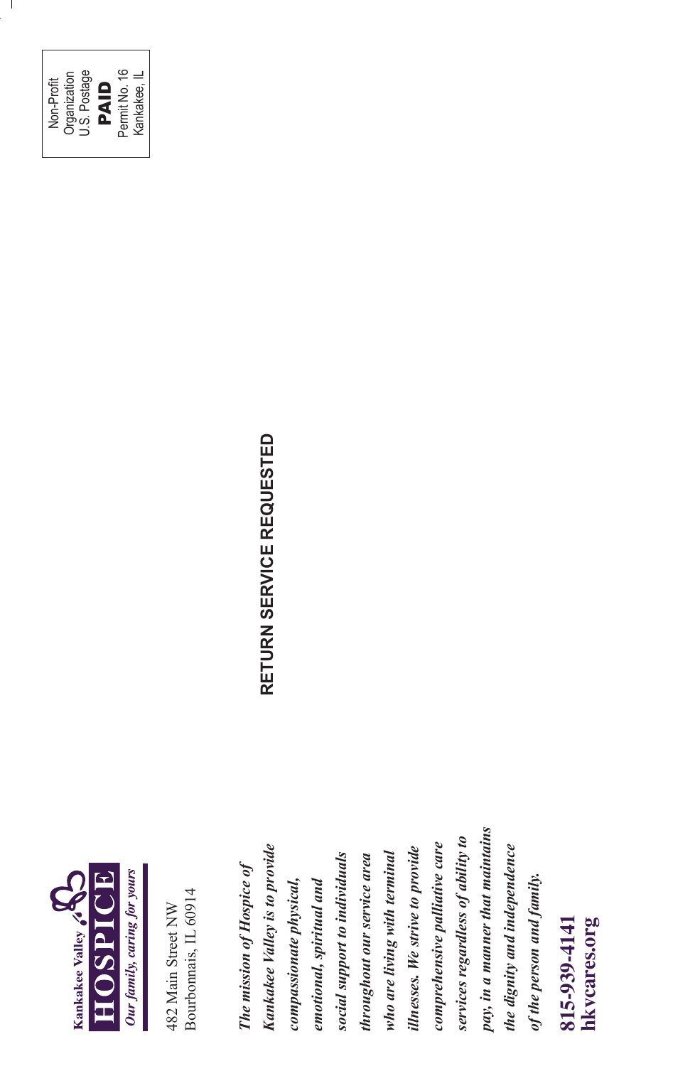Kankakee Valley

**HOSPICE**

*Our family, caring for yours*

482 Main Street NW
Bourbonnais, IL 60914

***The mission of Hospice of Kankakee Valley is to provide compassionate physical, emotional, spiritual and social support to individuals throughout our service area who are living with terminal illnesses. We strive to provide comprehensive palliative care services regardless of ability to pay, in a manner that maintains the dignity and independence of the person and family.***

**815-939-4141**
**hkvcares.org**

**RETURN SERVICE REQUESTED**

Non-Profit
Organization
U.S. Postage
**PAID**
Permit No. 16
Kankakee, IL